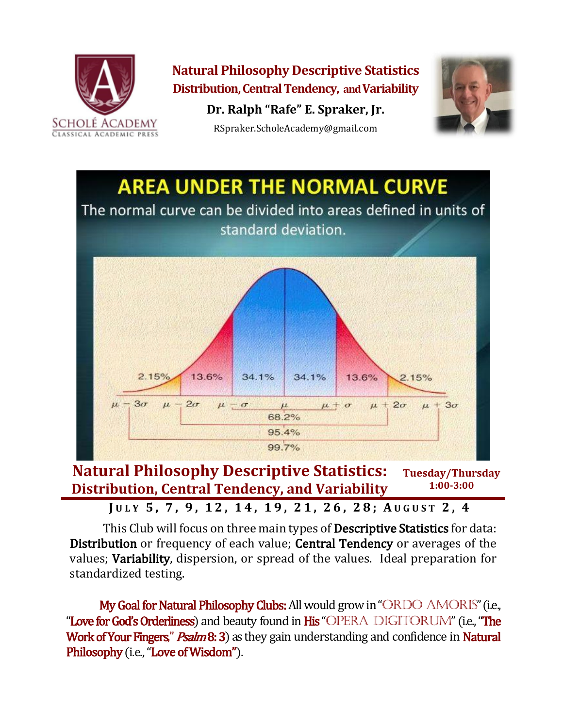# Natural Philosophy Descriptive Statistics

## Distribution, Central Tendency, and Variability

**Dr. Ralph "Rafe" E. Spraker, Jr.**

RSpraker.ScholeAcademy@gmail.com

AREA UNDER THE NORMAL CURVE

The normal curve can be divided into areas defined in units of standard deviation.

| $\mu - 3\sigma$ to $\mu - 2\sigma$ | $\mu - 2\sigma$ to $\mu - \sigma$ | $\mu - \sigma$ to $\mu$ | $\mu$ to $\mu + \sigma$ | $\mu + \sigma$ to $\mu + 2\sigma$ | $\mu + 2\sigma$ to $\mu + 3\sigma$ |
|---|---|---|---|---|---|
| 2.15% | 13.6% | 34.1% | 34.1% | 13.6% | 2.15% |

- $\mu - \sigma$ to $\mu + \sigma$: 68.2%
- $\mu - 2\sigma$ to $\mu + 2\sigma$: 95.4%
- $\mu - 3\sigma$ to $\mu + 3\sigma$: 99.7%

## Natural Philosophy Descriptive Statistics: Distribution, Central Tendency, and Variability

**Tuesday/Thursday 1:00-3:00**

**JULY 5, 7, 9, 12, 14, 19, 21, 26, 28; AUGUST 2, 4**

This Club will focus on three main types of **Descriptive Statistics** for data: **Distribution** or frequency of each value; **Central Tendency** or averages of the values; **Variability**, dispersion, or spread of the values. Ideal preparation for standardized testing.

**My Goal for Natural Philosophy Clubs:** All would grow in "ORDO AMORIS" (i.e., "Love for God's Orderliness) and beauty found in His "OPERA DIGITORUM" (i.e., "The Work of Your Fingers," *Psalm* 8: 3) as they gain understanding and confidence in Natural Philosophy (i.e., "Love of Wisdom").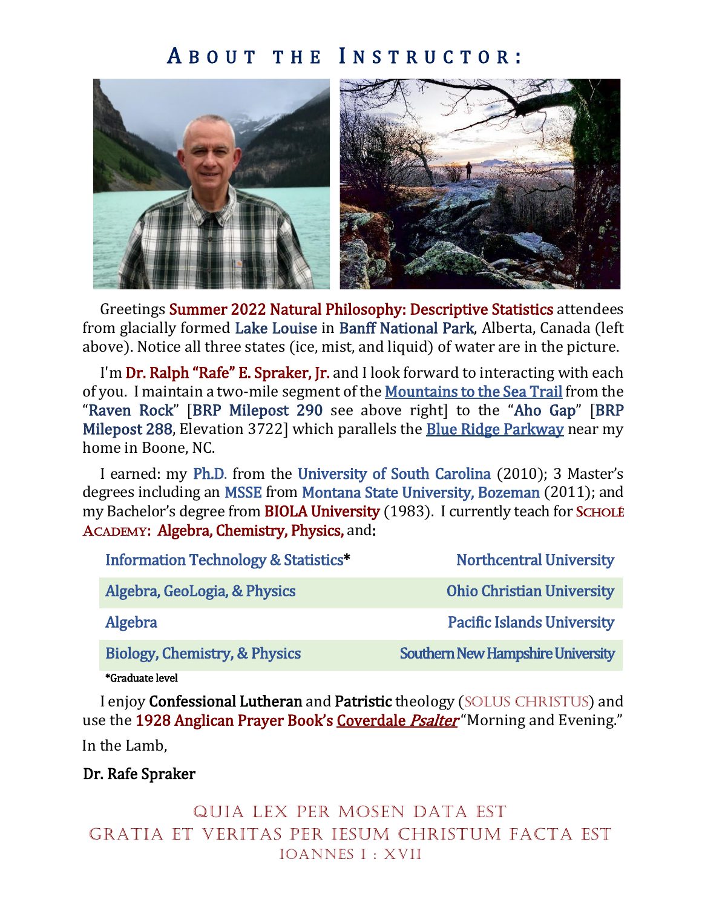# About the Instructor:

Greetings **Summer 2022 Natural Philosophy: Descriptive Statistics** attendees from glacially formed Lake Louise in Banff National Park, Alberta, Canada (left above). Notice all three states (ice, mist, and liquid) of water are in the picture.

I'm **Dr. Ralph "Rafe" E. Spraker, Jr.** and I look forward to interacting with each of you. I maintain a two-mile segment of the Mountains to the Sea Trail from the "Raven Rock" [BRP Milepost 290 see above right] to the "Aho Gap" [BRP Milepost 288, Elevation 3722] which parallels the Blue Ridge Parkway near my home in Boone, NC.

I earned: my Ph.D. from the University of South Carolina (2010); 3 Master's degrees including an MSSE from Montana State University, Bozeman (2011); and my Bachelor's degree from BIOLA University (1983). I currently teach for Scholé Academy: **Algebra, Chemistry, Physics,** and**:**

| | |
|---|---|
| Information Technology & Statistics* | Northcentral University |
| Algebra, GeoLogia, & Physics | Ohio Christian University |
| Algebra | Pacific Islands University |
| Biology, Chemistry, & Physics | Southern New Hampshire University |

*Graduate level

I enjoy **Confessional Lutheran** and **Patristic** theology (SOLUS CHRISTUS) and use the **1928 Anglican Prayer Book's Coverdale *Psalter*** "Morning and Evening."

In the Lamb,

**Dr. Rafe Spraker**

QUIA LEX PER MOSEN DATA EST
GRATIA ET VERITAS PER IESUM CHRISTUM FACTA EST
IOANNES I : XVII